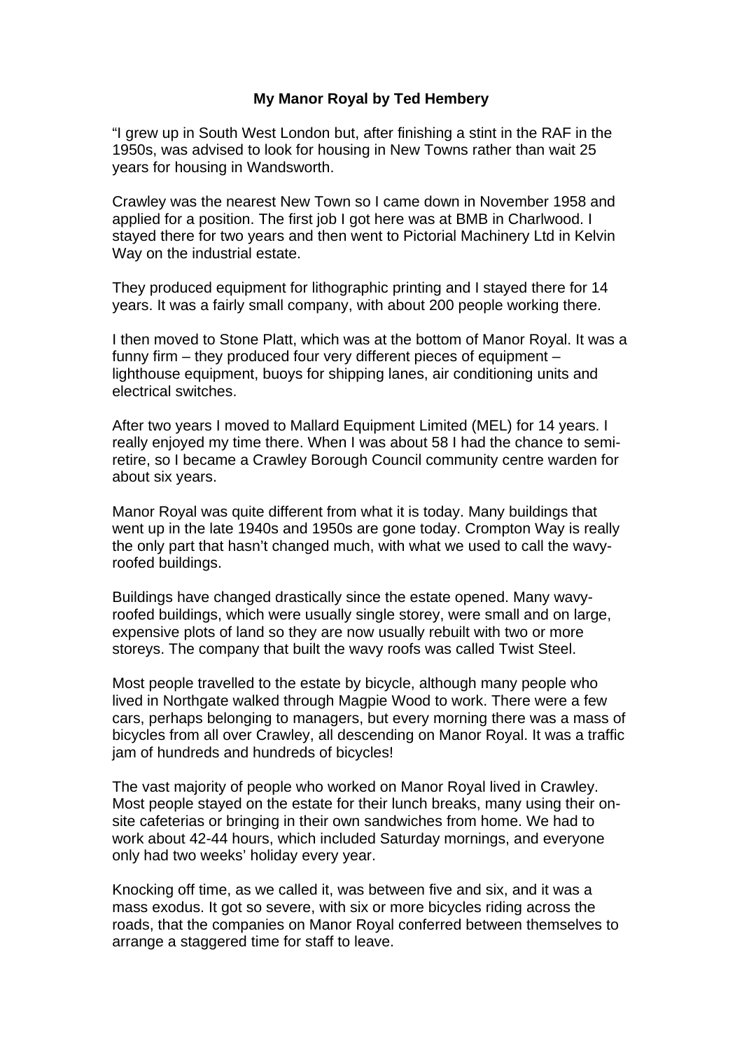# My Manor Royal by Ted Hembery

"I grew up in South West London but, after finishing a stint in the RAF in the 1950s, was advised to look for housing in New Towns rather than wait 25 years for housing in Wandsworth.

Crawley was the nearest New Town so I came down in November 1958 and applied for a position. The first job I got here was at BMB in Charlwood. I stayed there for two years and then went to Pictorial Machinery Ltd in Kelvin Way on the industrial estate.

They produced equipment for lithographic printing and I stayed there for 14 years. It was a fairly small company, with about 200 people working there.

I then moved to Stone Platt, which was at the bottom of Manor Royal. It was a funny firm – they produced four very different pieces of equipment – lighthouse equipment, buoys for shipping lanes, air conditioning units and electrical switches.

After two years I moved to Mallard Equipment Limited (MEL) for 14 years. I really enjoyed my time there. When I was about 58 I had the chance to semi-retire, so I became a Crawley Borough Council community centre warden for about six years.

Manor Royal was quite different from what it is today. Many buildings that went up in the late 1940s and 1950s are gone today. Crompton Way is really the only part that hasn't changed much, with what we used to call the wavy-roofed buildings.

Buildings have changed drastically since the estate opened. Many wavy-roofed buildings, which were usually single storey, were small and on large, expensive plots of land so they are now usually rebuilt with two or more storeys. The company that built the wavy roofs was called Twist Steel.

Most people travelled to the estate by bicycle, although many people who lived in Northgate walked through Magpie Wood to work. There were a few cars, perhaps belonging to managers, but every morning there was a mass of bicycles from all over Crawley, all descending on Manor Royal. It was a traffic jam of hundreds and hundreds of bicycles!

The vast majority of people who worked on Manor Royal lived in Crawley. Most people stayed on the estate for their lunch breaks, many using their on-site cafeterias or bringing in their own sandwiches from home. We had to work about 42-44 hours, which included Saturday mornings, and everyone only had two weeks' holiday every year.

Knocking off time, as we called it, was between five and six, and it was a mass exodus. It got so severe, with six or more bicycles riding across the roads, that the companies on Manor Royal conferred between themselves to arrange a staggered time for staff to leave.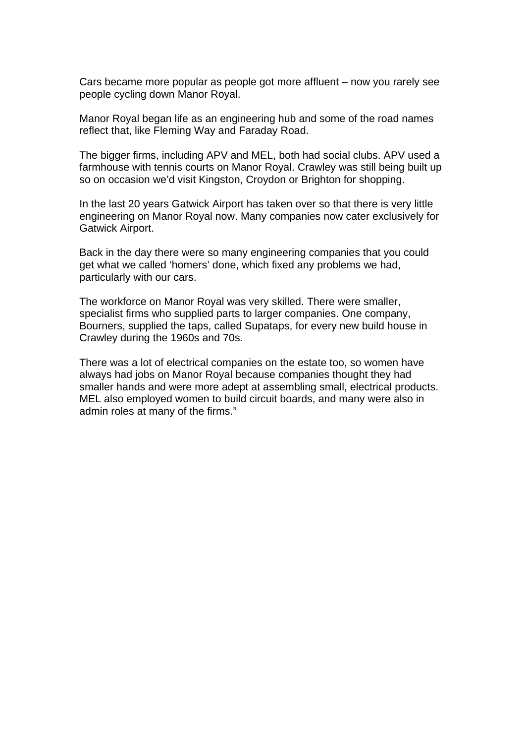Cars became more popular as people got more affluent – now you rarely see people cycling down Manor Royal.

Manor Royal began life as an engineering hub and some of the road names reflect that, like Fleming Way and Faraday Road.

The bigger firms, including APV and MEL, both had social clubs. APV used a farmhouse with tennis courts on Manor Royal. Crawley was still being built up so on occasion we'd visit Kingston, Croydon or Brighton for shopping.

In the last 20 years Gatwick Airport has taken over so that there is very little engineering on Manor Royal now. Many companies now cater exclusively for Gatwick Airport.

Back in the day there were so many engineering companies that you could get what we called 'homers' done, which fixed any problems we had, particularly with our cars.

The workforce on Manor Royal was very skilled. There were smaller, specialist firms who supplied parts to larger companies. One company, Bourners, supplied the taps, called Supataps, for every new build house in Crawley during the 1960s and 70s.

There was a lot of electrical companies on the estate too, so women have always had jobs on Manor Royal because companies thought they had smaller hands and were more adept at assembling small, electrical products. MEL also employed women to build circuit boards, and many were also in admin roles at many of the firms."